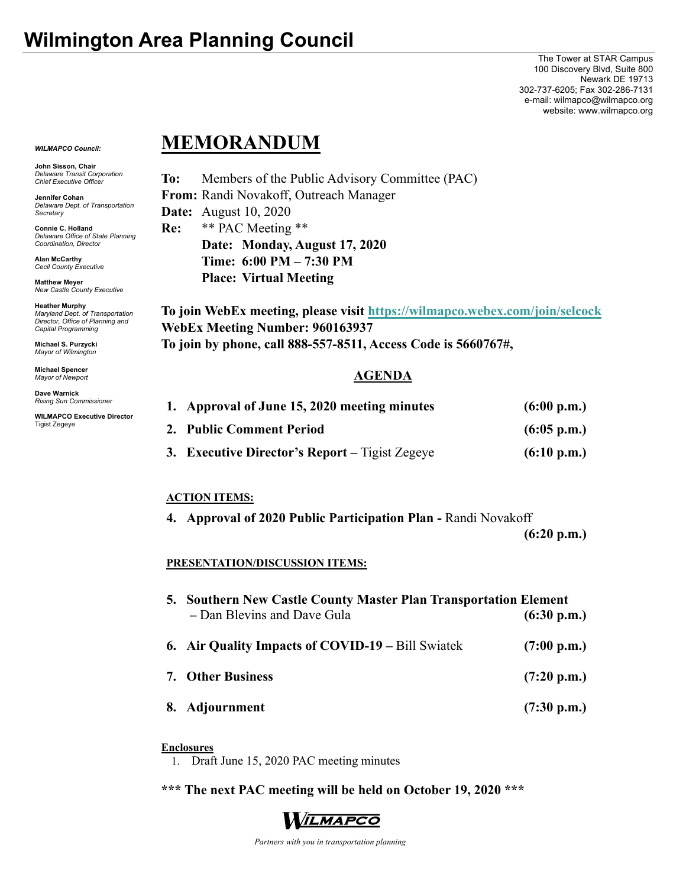# Wilmington Area Planning Council

The Tower at STAR Campus
100 Discovery Blvd, Suite 800
Newark DE 19713
302-737-6205; Fax 302-286-7131
e-mail: wilmapco@wilmapco.org
website: www.wilmapco.org

***WILMAPCO Council:***

**John Sisson, Chair**
*Delaware Transit Corporation Chief Executive Officer*

**Jennifer Cohan**
*Delaware Dept. of Transportation Secretary*

**Connie C. Holland**
*Delaware Office of State Planning Coordination, Director*

**Alan McCarthy**
*Cecil County Executive*

**Matthew Meyer**
*New Castle County Executive*

**Heather Murphy**
*Maryland Dept. of Transportation Director, Office of Planning and Capital Programming*

**Michael S. Purzycki**
*Mayor of Wilmington*

**Michael Spencer**
*Mayor of Newport*

**Dave Warnick**
*Rising Sun Commissioner*

**WILMAPCO Executive Director**
Tigist Zegeye

# MEMORANDUM

**To:** Members of the Public Advisory Committee (PAC)
**From:** Randi Novakoff, Outreach Manager
**Date:** August 10, 2020
**Re:** ** PAC Meeting **
**Date: Monday, August 17, 2020**
**Time: 6:00 PM – 7:30 PM**
**Place: Virtual Meeting**

**To join WebEx meeting, please visit [https://wilmapco.webex.com/join/selcock](https://wilmapco.webex.com/join/selcock)**
**WebEx Meeting Number: 960163937**
**To join by phone, call 888-557-8511, Access Code is 5660767#,**

## AGENDA

1. **Approval of June 15, 2020 meeting minutes** **(6:00 p.m.)**
2. **Public Comment Period** **(6:05 p.m.)**
3. **Executive Director's Report** – Tigist Zegeye **(6:10 p.m.)**

**ACTION ITEMS:**

4. **Approval of 2020 Public Participation Plan -** Randi Novakoff **(6:20 p.m.)**

**PRESENTATION/DISCUSSION ITEMS:**

5. **Southern New Castle County Master Plan Transportation Element** – Dan Blevins and Dave Gula **(6:30 p.m.)**
6. **Air Quality Impacts of COVID-19** – Bill Swiatek **(7:00 p.m.)**
7. **Other Business** **(7:20 p.m.)**
8. **Adjournment** **(7:30 p.m.)**

**Enclosures**

1. Draft June 15, 2020 PAC meeting minutes

**\*\*\* The next PAC meeting will be held on October 19, 2020 \*\*\***

WILMAPCO

*Partners with you in transportation planning*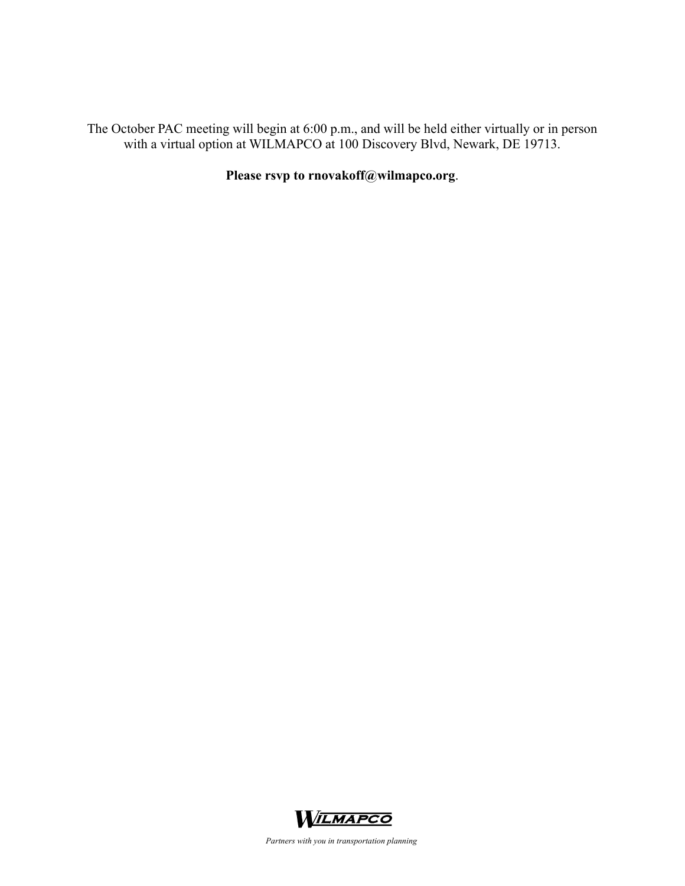The October PAC meeting will begin at 6:00 p.m., and will be held either virtually or in person with a virtual option at WILMAPCO at 100 Discovery Blvd, Newark, DE 19713.

**Please rsvp to rnovakoff@wilmapco.org**.

WILMAPCO

*Partners with you in transportation planning*